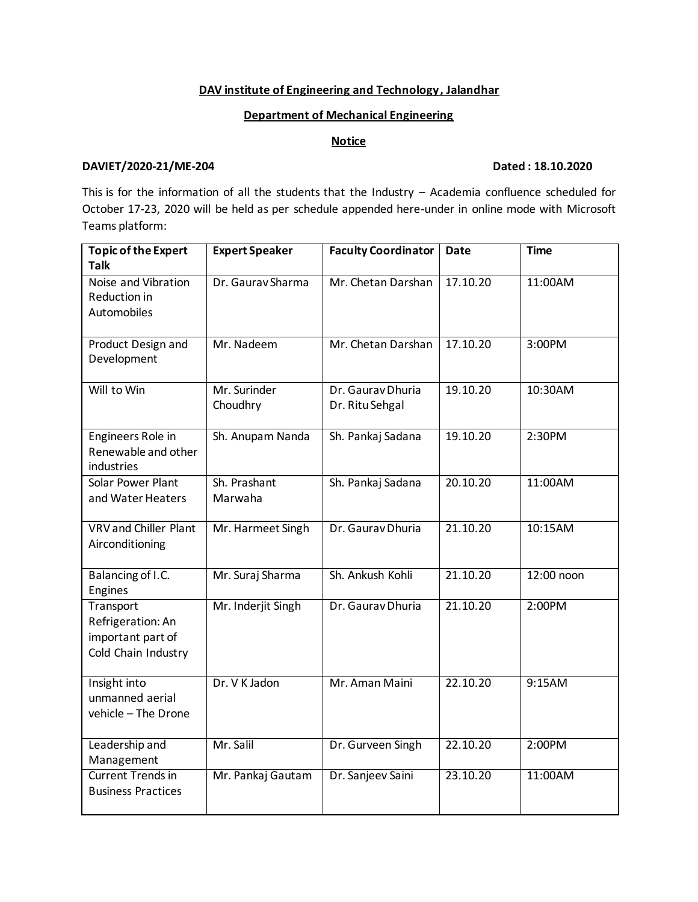**DAV institute of Engineering and Technology, Jalandhar**

**Department of Mechanical Engineering**

**Notice**

**DAVIET/2020-21/ME-204** **Dated : 18.10.2020**

This is for the information of all the students that the Industry – Academia confluence scheduled for October 17-23, 2020 will be held as per schedule appended here-under in online mode with Microsoft Teams platform:

| Topic of the Expert Talk | Expert Speaker | Faculty Coordinator | Date | Time |
|---|---|---|---|---|
| Noise and Vibration Reduction in Automobiles | Dr. Gaurav Sharma | Mr. Chetan Darshan | 17.10.20 | 11:00AM |
| Product Design and Development | Mr. Nadeem | Mr. Chetan Darshan | 17.10.20 | 3:00PM |
| Will to Win | Mr. Surinder Choudhry | Dr. Gaurav Dhuria<br>Dr. Ritu Sehgal | 19.10.20 | 10:30AM |
| Engineers Role in Renewable and other industries | Sh. Anupam Nanda | Sh. Pankaj Sadana | 19.10.20 | 2:30PM |
| Solar Power Plant and Water Heaters | Sh. Prashant Marwaha | Sh. Pankaj Sadana | 20.10.20 | 11:00AM |
| VRV and Chiller Plant Airconditioning | Mr. Harmeet Singh | Dr. Gaurav Dhuria | 21.10.20 | 10:15AM |
| Balancing of I.C. Engines | Mr. Suraj Sharma | Sh. Ankush Kohli | 21.10.20 | 12:00 noon |
| Transport Refrigeration: An important part of Cold Chain Industry | Mr. Inderjit Singh | Dr. Gaurav Dhuria | 21.10.20 | 2:00PM |
| Insight into unmanned aerial vehicle – The Drone | Dr. V K Jadon | Mr. Aman Maini | 22.10.20 | 9:15AM |
| Leadership and Management | Mr. Salil | Dr. Gurveen Singh | 22.10.20 | 2:00PM |
| Current Trends in Business Practices | Mr. Pankaj Gautam | Dr. Sanjeev Saini | 23.10.20 | 11:00AM |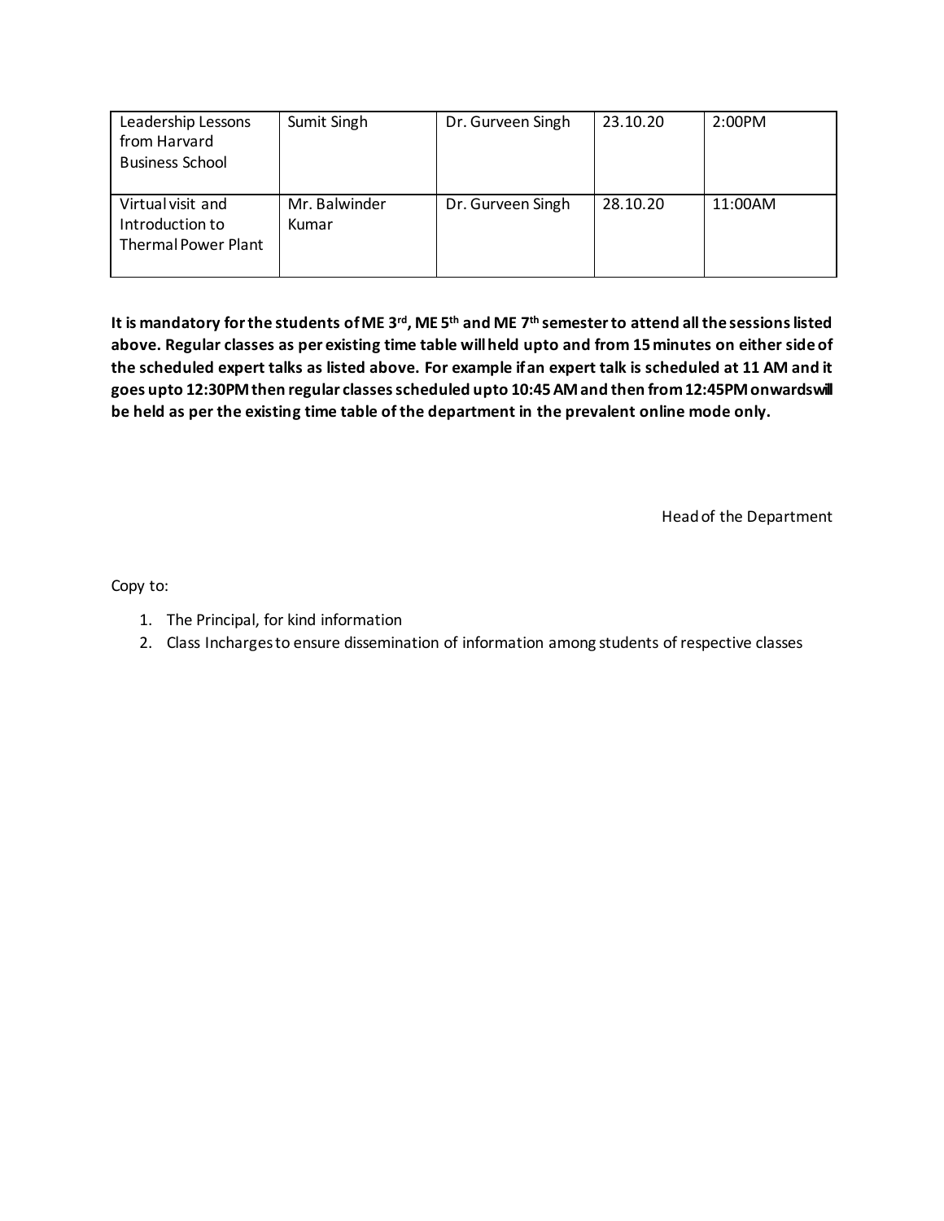| | | | | |
|---|---|---|---|---|
| Leadership Lessons from Harvard Business School | Sumit Singh | Dr. Gurveen Singh | 23.10.20 | 2:00PM |
| Virtual visit and Introduction to Thermal Power Plant | Mr. Balwinder Kumar | Dr. Gurveen Singh | 28.10.20 | 11:00AM |

**It is mandatory for the students of ME 3rd, ME 5th and ME 7th semester to attend all the sessions listed above. Regular classes as per existing time table will held upto and from 15 minutes on either side of the scheduled expert talks as listed above. For example if an expert talk is scheduled at 11 AM and it goes upto 12:30PM then regular classes scheduled upto 10:45 AM and then from 12:45PM onwards will be held as per the existing time table of the department in the prevalent online mode only.**

Head of the Department

Copy to:

1. The Principal, for kind information
2. Class Incharges to ensure dissemination of information among students of respective classes